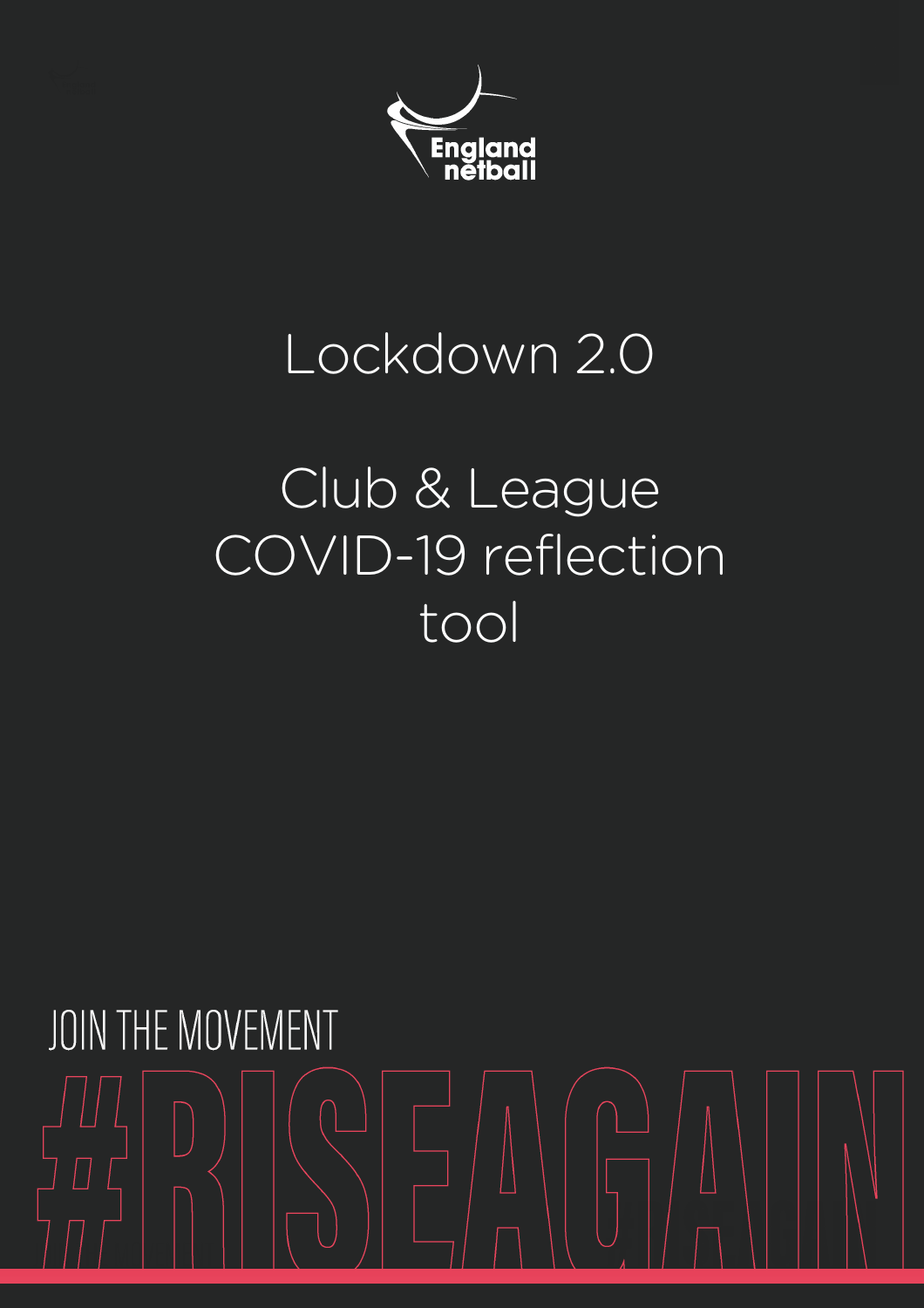England netball

# Lockdown 2.0

# Club & League COVID-19 reflection tool

JOIN THE MOVEMENT

#RISEAGAIN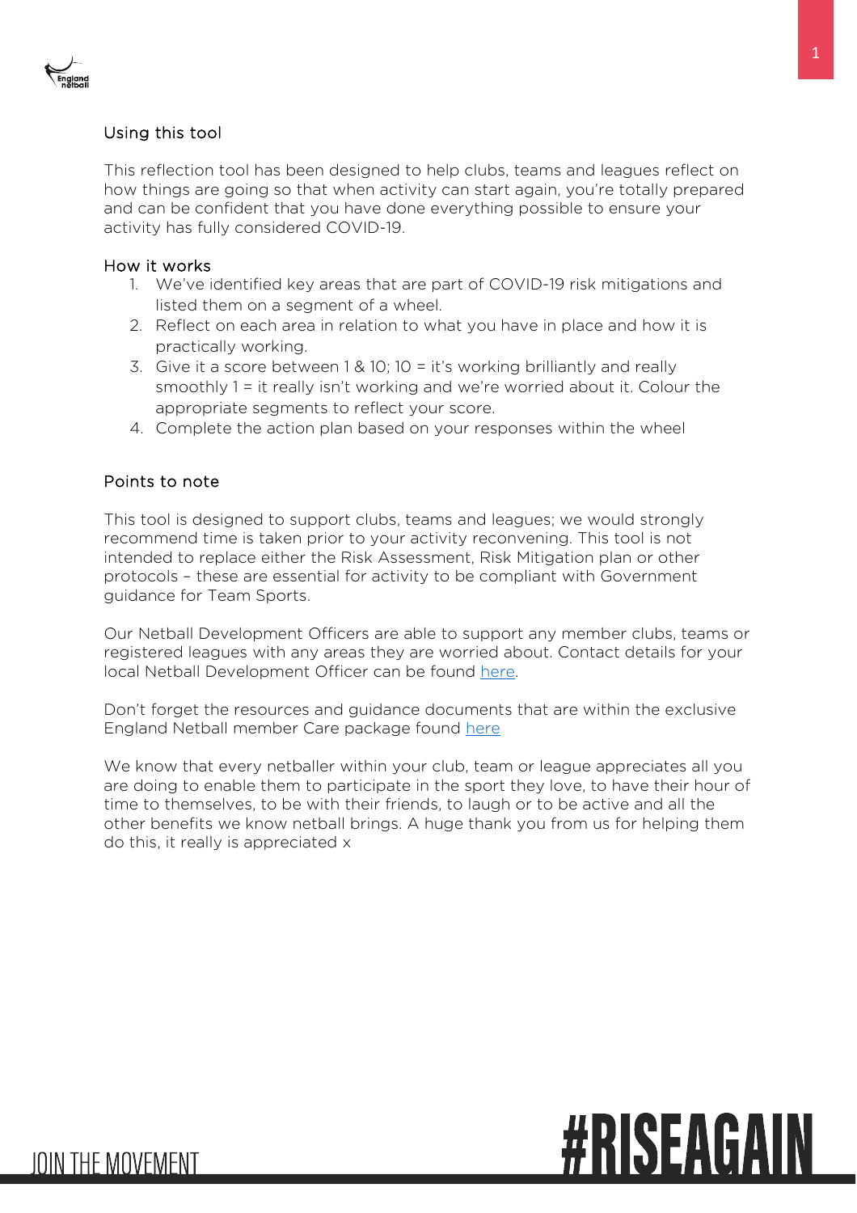## Using this tool

This reflection tool has been designed to help clubs, teams and leagues reflect on how things are going so that when activity can start again, you're totally prepared and can be confident that you have done everything possible to ensure your activity has fully considered COVID-19.

## How it works

1. We've identified key areas that are part of COVID-19 risk mitigations and listed them on a segment of a wheel.
2. Reflect on each area in relation to what you have in place and how it is practically working.
3. Give it a score between 1 & 10; 10 = it's working brilliantly and really smoothly 1 = it really isn't working and we're worried about it. Colour the appropriate segments to reflect your score.
4. Complete the action plan based on your responses within the wheel

## Points to note

This tool is designed to support clubs, teams and leagues; we would strongly recommend time is taken prior to your activity reconvening. This tool is not intended to replace either the Risk Assessment, Risk Mitigation plan or other protocols – these are essential for activity to be compliant with Government guidance for Team Sports.

Our Netball Development Officers are able to support any member clubs, teams or registered leagues with any areas they are worried about. Contact details for your local Netball Development Officer can be found here.

Don't forget the resources and guidance documents that are within the exclusive England Netball member Care package found here

We know that every netballer within your club, team or league appreciates all you are doing to enable them to participate in the sport they love, to have their hour of time to themselves, to be with their friends, to laugh or to be active and all the other benefits we know netball brings. A huge thank you from us for helping them do this, it really is appreciated x

JOIN THE MOVEMENT #RISEAGAIN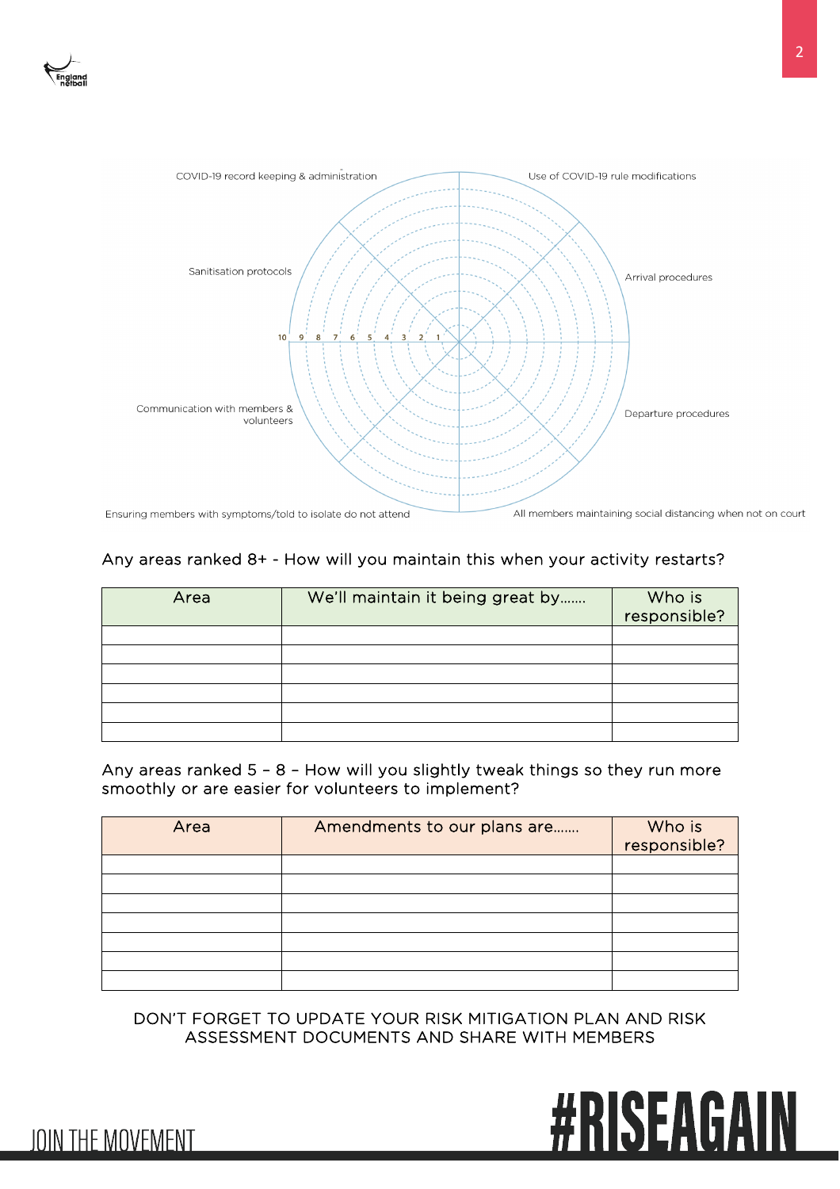COVID-19 record keeping & administration

Use of COVID-19 rule modifications

Sanitisation protocols

Arrival procedures

10 9 8 7 6 5 4 3 2 1

Communication with members & volunteers

Departure procedures

Ensuring members with symptoms/told to isolate do not attend

All members maintaining social distancing when not on court

Any areas ranked 8+ - How will you maintain this when your activity restarts?

| Area | We'll maintain it being great by……. | Who is responsible? |
|---|---|---|
| | | |
| | | |
| | | |
| | | |
| | | |
| | | |

Any areas ranked 5 – 8 – How will you slightly tweak things so they run more smoothly or are easier for volunteers to implement?

| Area | Amendments to our plans are……. | Who is responsible? |
|---|---|---|
| | | |
| | | |
| | | |
| | | |
| | | |
| | | |
| | | |

DON'T FORGET TO UPDATE YOUR RISK MITIGATION PLAN AND RISK ASSESSMENT DOCUMENTS AND SHARE WITH MEMBERS

JOIN THE MOVEMENT

#RISEAGAIN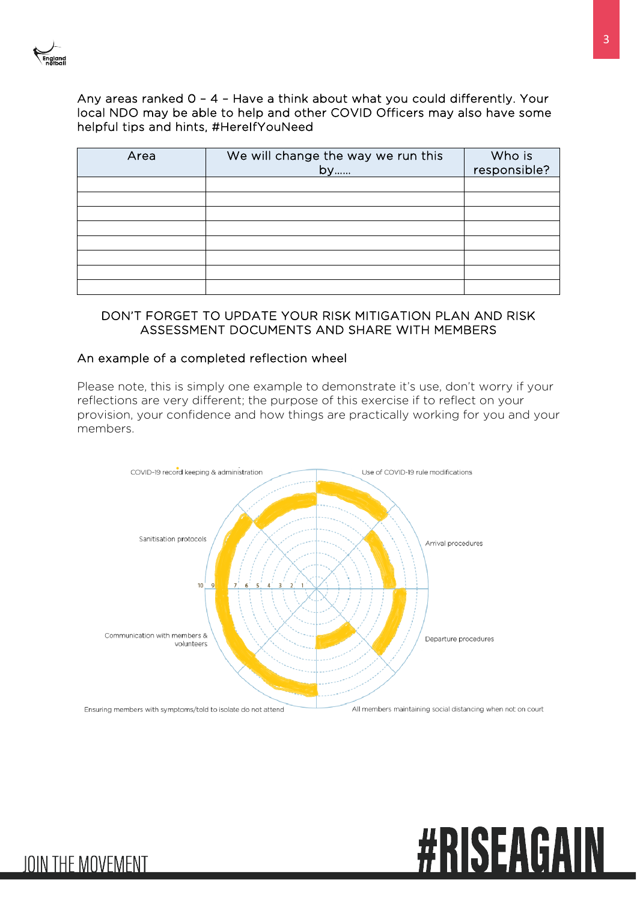Any areas ranked 0 – 4 – Have a think about what you could differently. Your local NDO may be able to help and other COVID Officers may also have some helpful tips and hints, #HereIfYouNeed

| Area | We will change the way we run this by…… | Who is responsible? |
|---|---|---|
| | | |
| | | |
| | | |
| | | |
| | | |
| | | |
| | | |
| | | |

DON'T FORGET TO UPDATE YOUR RISK MITIGATION PLAN AND RISK ASSESSMENT DOCUMENTS AND SHARE WITH MEMBERS

## An example of a completed reflection wheel

Please note, this is simply one example to demonstrate it's use, don't worry if your reflections are very different; the purpose of this exercise if to reflect on your provision, your confidence and how things are practically working for you and your members.

COVID-19 record keeping & administration

Use of COVID-19 rule modifications

Sanitisation protocols

Arrival procedures

10 9 8 7 6 5 4 3 2 1

Communication with members & volunteers

Departure procedures

Ensuring members with symptoms/told to isolate do not attend

All members maintaining social distancing when not on court

JOIN THE MOVEMENT

#RISEAGAIN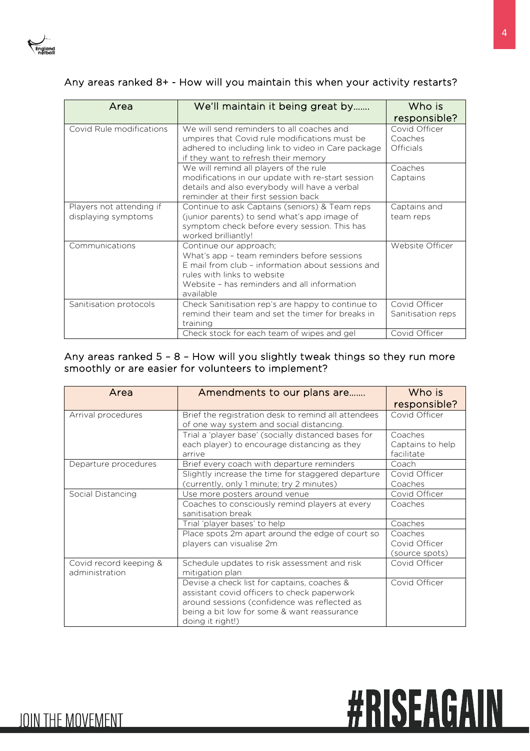## Any areas ranked 8+ - How will you maintain this when your activity restarts?

| Area | We'll maintain it being great by……. | Who is responsible? |
|---|---|---|
| Covid Rule modifications | We will send reminders to all coaches and umpires that Covid rule modifications must be adhered to including link to video in Care package if they want to refresh their memory | Covid Officer<br>Coaches<br>Officials |
| | We will remind all players of the rule modifications in our update with re-start session details and also everybody will have a verbal reminder at their first session back | Coaches<br>Captains |
| Players not attending if displaying symptoms | Continue to ask Captains (seniors) & Team reps (junior parents) to send what's app image of symptom check before every session. This has worked brilliantly! | Captains and team reps |
| Communications | Continue our approach;<br>What's app – team reminders before sessions<br>E mail from club – information about sessions and rules with links to website<br>Website – has reminders and all information available | Website Officer |
| Sanitisation protocols | Check Sanitisation rep's are happy to continue to remind their team and set the timer for breaks in training | Covid Officer<br>Sanitisation reps |
| | Check stock for each team of wipes and gel | Covid Officer |

## Any areas ranked 5 – 8 – How will you slightly tweak things so they run more smoothly or are easier for volunteers to implement?

| Area | Amendments to our plans are……. | Who is responsible? |
|---|---|---|
| Arrival procedures | Brief the registration desk to remind all attendees of one way system and social distancing. | Covid Officer |
| | Trial a 'player base' (socially distanced bases for each player) to encourage distancing as they arrive | Coaches<br>Captains to help facilitate |
| Departure procedures | Brief every coach with departure reminders | Coach |
| | Slightly increase the time for staggered departure (currently, only 1 minute; try 2 minutes) | Covid Officer<br>Coaches |
| Social Distancing | Use more posters around venue | Covid Officer |
| | Coaches to consciously remind players at every sanitisation break | Coaches |
| | Trial 'player bases' to help | Coaches |
| | Place spots 2m apart around the edge of court so players can visualise 2m | Coaches<br>Covid Officer (source spots) |
| Covid record keeping & administration | Schedule updates to risk assessment and risk mitigation plan | Covid Officer |
| | Devise a check list for captains, coaches & assistant covid officers to check paperwork around sessions (confidence was reflected as being a bit low for some & want reassurance doing it right!) | Covid Officer |